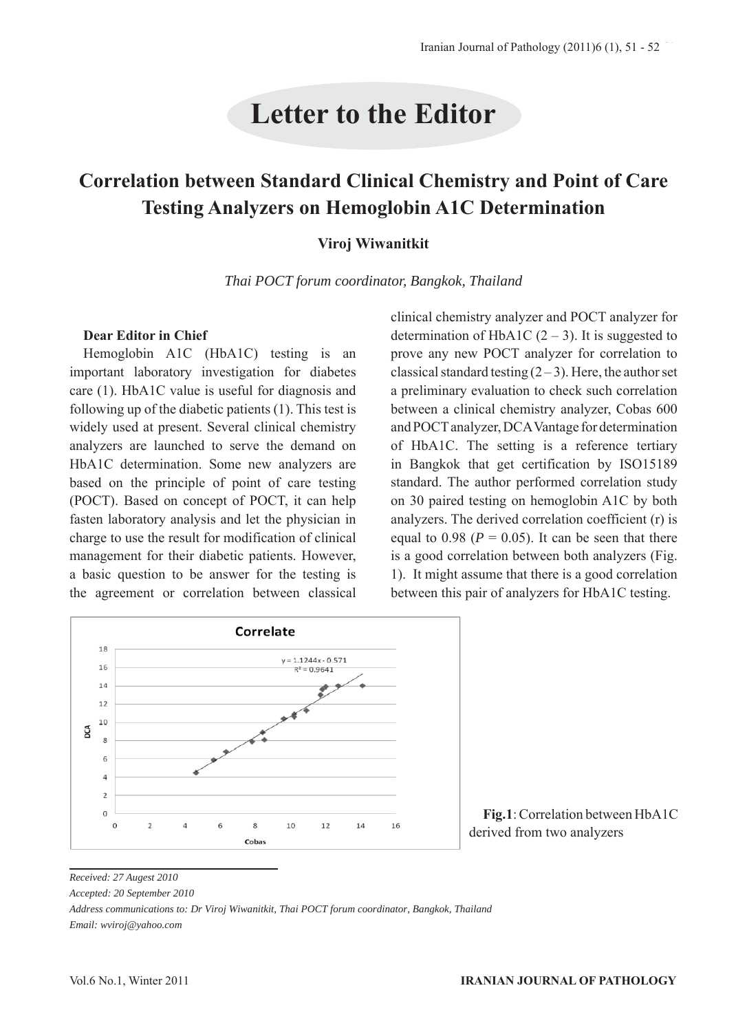# Letter to the Editor

## Correlation between Standard Clinical Chemistry and Point of Care Testing Analyzers on Hemoglobin A1C Determination

**Viroj Wiwanitkit**

*Thai POCT forum coordinator, Bangkok, Thailand*

**Dear Editor in Chief**

Hemoglobin A1C (HbA1C) testing is an important laboratory investigation for diabetes care (1). HbA1C value is useful for diagnosis and following up of the diabetic patients (1). This test is widely used at present. Several clinical chemistry analyzers are launched to serve the demand on HbA1C determination. Some new analyzers are based on the principle of point of care testing (POCT). Based on concept of POCT, it can help fasten laboratory analysis and let the physician in charge to use the result for modification of clinical management for their diabetic patients. However, a basic question to be answer for the testing is the agreement or correlation between classical clinical chemistry analyzer and POCT analyzer for determination of HbA1C (2 – 3). It is suggested to prove any new POCT analyzer for correlation to classical standard testing (2 – 3). Here, the author set a preliminary evaluation to check such correlation between a clinical chemistry analyzer, Cobas 600 and POCT analyzer, DCA Vantage for determination of HbA1C. The setting is a reference tertiary in Bangkok that get certification by ISO15189 standard. The author performed correlation study on 30 paired testing on hemoglobin A1C by both analyzers. The derived correlation coefficient (r) is equal to 0.98 ($P$ = 0.05). It can be seen that there is a good correlation between both analyzers (Fig. 1). It might assume that there is a good correlation between this pair of analyzers for HbA1C testing.

**Fig.1**: Correlation between HbA1C derived from two analyzers

*Received: 27 Augest 2010*

*Accepted: 20 September 2010*

*Address communications to: Dr Viroj Wiwanitkit, Thai POCT forum coordinator, Bangkok, Thailand*

*Email: wviroj@yahoo.com*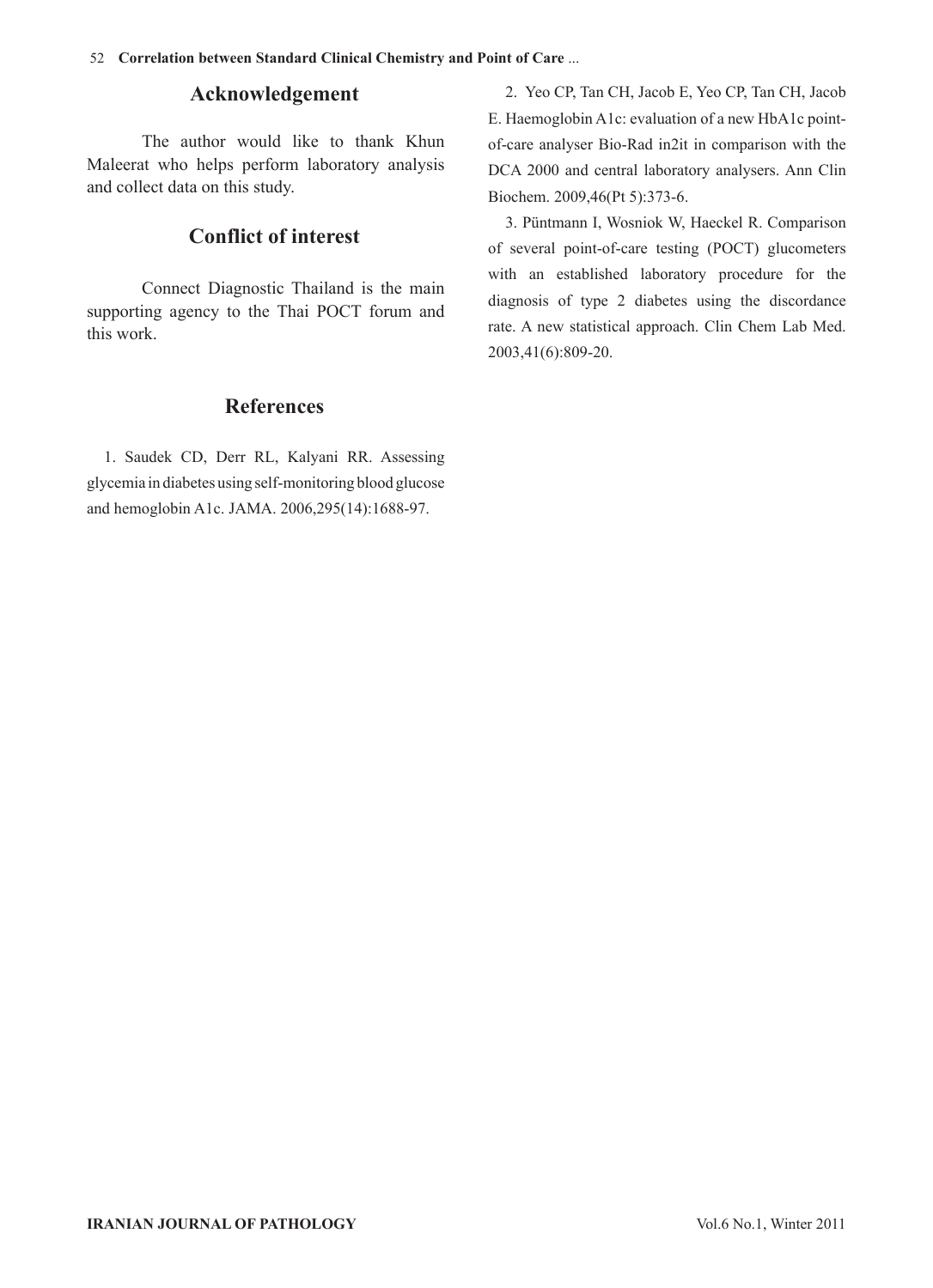## Acknowledgement

The author would like to thank Khun Maleerat who helps perform laboratory analysis and collect data on this study.

## Conflict of interest

Connect Diagnostic Thailand is the main supporting agency to the Thai POCT forum and this work.

## References

1. Saudek CD, Derr RL, Kalyani RR. Assessing glycemia in diabetes using self-monitoring blood glucose and hemoglobin A1c. JAMA. 2006,295(14):1688-97.

2. Yeo CP, Tan CH, Jacob E, Yeo CP, Tan CH, Jacob E. Haemoglobin A1c: evaluation of a new HbA1c point-of-care analyser Bio-Rad in2it in comparison with the DCA 2000 and central laboratory analysers. Ann Clin Biochem. 2009,46(Pt 5):373-6.

3. Püntmann I, Wosniok W, Haeckel R. Comparison of several point-of-care testing (POCT) glucometers with an established laboratory procedure for the diagnosis of type 2 diabetes using the discordance rate. A new statistical approach. Clin Chem Lab Med. 2003,41(6):809-20.